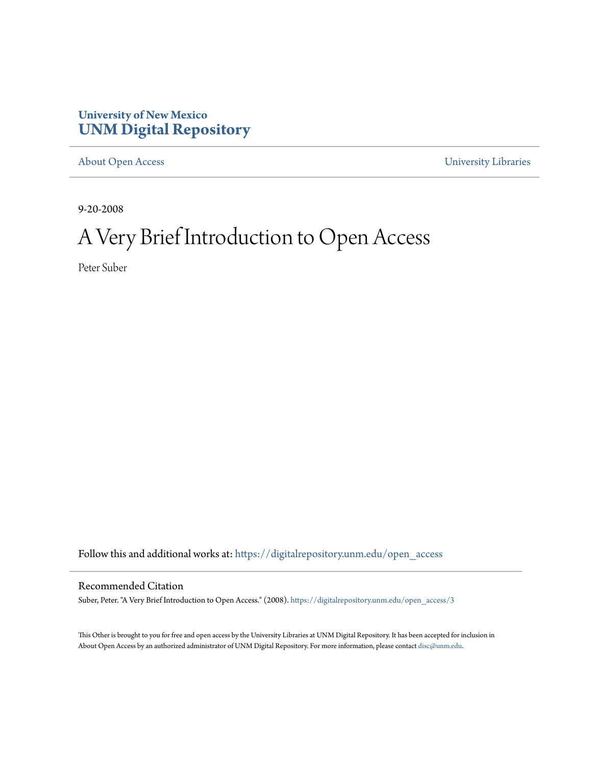University of New Mexico
**UNM Digital Repository**

About Open Access | University Libraries

9-20-2008

# A Very Brief Introduction to Open Access

Peter Suber

Follow this and additional works at: https://digitalrepository.unm.edu/open_access

## Recommended Citation

Suber, Peter. "A Very Brief Introduction to Open Access." (2008). https://digitalrepository.unm.edu/open_access/3

This Other is brought to you for free and open access by the University Libraries at UNM Digital Repository. It has been accepted for inclusion in About Open Access by an authorized administrator of UNM Digital Repository. For more information, please contact disc@unm.edu.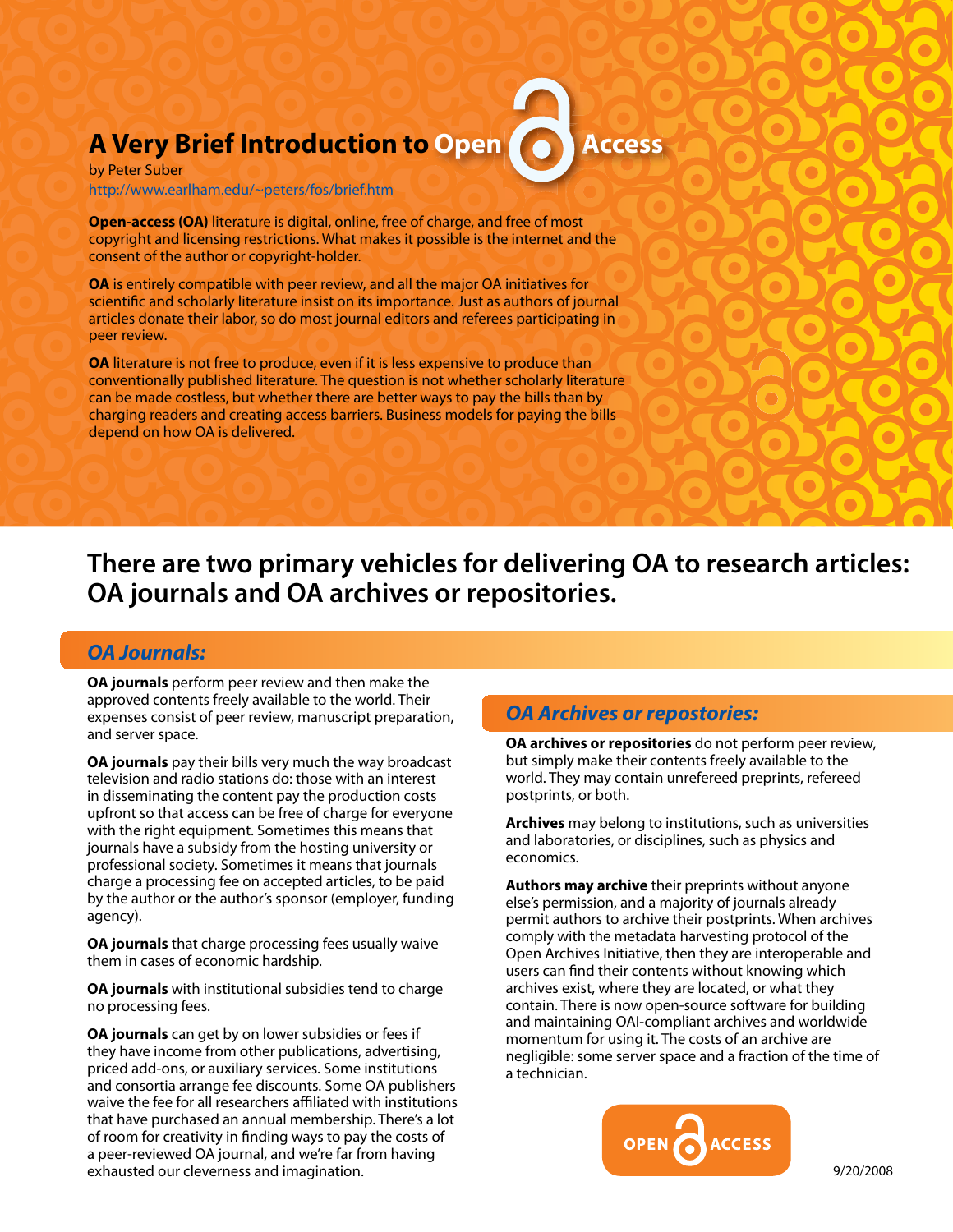# A Very Brief Introduction to Open Access

by Peter Suber

http://www.earlham.edu/~peters/fos/brief.htm

**Open-access (OA)** literature is digital, online, free of charge, and free of most copyright and licensing restrictions. What makes it possible is the internet and the consent of the author or copyright-holder.

**OA** is entirely compatible with peer review, and all the major OA initiatives for scientific and scholarly literature insist on its importance. Just as authors of journal articles donate their labor, so do most journal editors and referees participating in peer review.

**OA** literature is not free to produce, even if it is less expensive to produce than conventionally published literature. The question is not whether scholarly literature can be made costless, but whether there are better ways to pay the bills than by charging readers and creating access barriers. Business models for paying the bills depend on how OA is delivered.

## There are two primary vehicles for delivering OA to research articles: OA journals and OA archives or repositories.

### *OA Journals:*

**OA journals** perform peer review and then make the approved contents freely available to the world. Their expenses consist of peer review, manuscript preparation, and server space.

**OA journals** pay their bills very much the way broadcast television and radio stations do: those with an interest in disseminating the content pay the production costs upfront so that access can be free of charge for everyone with the right equipment. Sometimes this means that journals have a subsidy from the hosting university or professional society. Sometimes it means that journals charge a processing fee on accepted articles, to be paid by the author or the author's sponsor (employer, funding agency).

**OA journals** that charge processing fees usually waive them in cases of economic hardship.

**OA journals** with institutional subsidies tend to charge no processing fees.

**OA journals** can get by on lower subsidies or fees if they have income from other publications, advertising, priced add-ons, or auxiliary services. Some institutions and consortia arrange fee discounts. Some OA publishers waive the fee for all researchers affiliated with institutions that have purchased an annual membership. There's a lot of room for creativity in finding ways to pay the costs of a peer-reviewed OA journal, and we're far from having exhausted our cleverness and imagination.

### *OA Archives or repostories:*

**OA archives or repositories** do not perform peer review, but simply make their contents freely available to the world. They may contain unrefereed preprints, refereed postprints, or both.

**Archives** may belong to institutions, such as universities and laboratories, or disciplines, such as physics and economics.

**Authors may archive** their preprints without anyone else's permission, and a majority of journals already permit authors to archive their postprints. When archives comply with the metadata harvesting protocol of the Open Archives Initiative, then they are interoperable and users can find their contents without knowing which archives exist, where they are located, or what they contain. There is now open-source software for building and maintaining OAI-compliant archives and worldwide momentum for using it. The costs of an archive are negligible: some server space and a fraction of the time of a technician.

OPEN ACCESS

9/20/2008